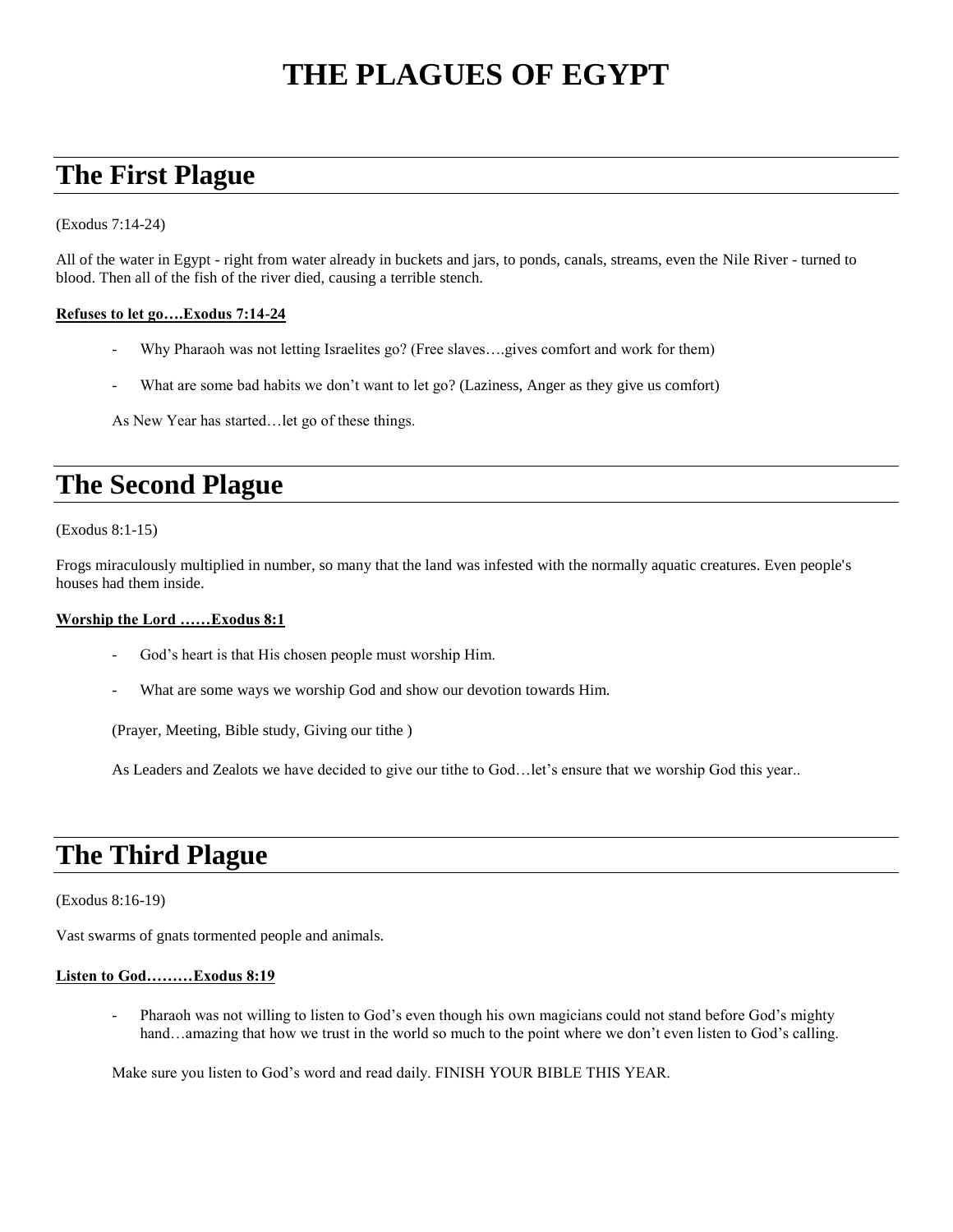# THE PLAGUES OF EGYPT

## The First Plague

(Exodus 7:14-24)

All of the water in Egypt - right from water already in buckets and jars, to ponds, canals, streams, even the Nile River - turned to blood. Then all of the fish of the river died, causing a terrible stench.

**Refuses to let go….Exodus 7:14-24**

- Why Pharaoh was not letting Israelites go? (Free slaves….gives comfort and work for them)
- What are some bad habits we don't want to let go? (Laziness, Anger as they give us comfort)

As New Year has started…let go of these things.

## The Second Plague

(Exodus 8:1-15)

Frogs miraculously multiplied in number, so many that the land was infested with the normally aquatic creatures. Even people's houses had them inside.

**Worship the Lord ……Exodus 8:1**

- God's heart is that His chosen people must worship Him.
- What are some ways we worship God and show our devotion towards Him.

(Prayer, Meeting, Bible study, Giving our tithe )

As Leaders and Zealots we have decided to give our tithe to God…let's ensure that we worship God this year..

## The Third Plague

(Exodus 8:16-19)

Vast swarms of gnats tormented people and animals.

**Listen to God………Exodus 8:19**

- Pharaoh was not willing to listen to God's even though his own magicians could not stand before God's mighty hand…amazing that how we trust in the world so much to the point where we don't even listen to God's calling.

Make sure you listen to God's word and read daily. FINISH YOUR BIBLE THIS YEAR.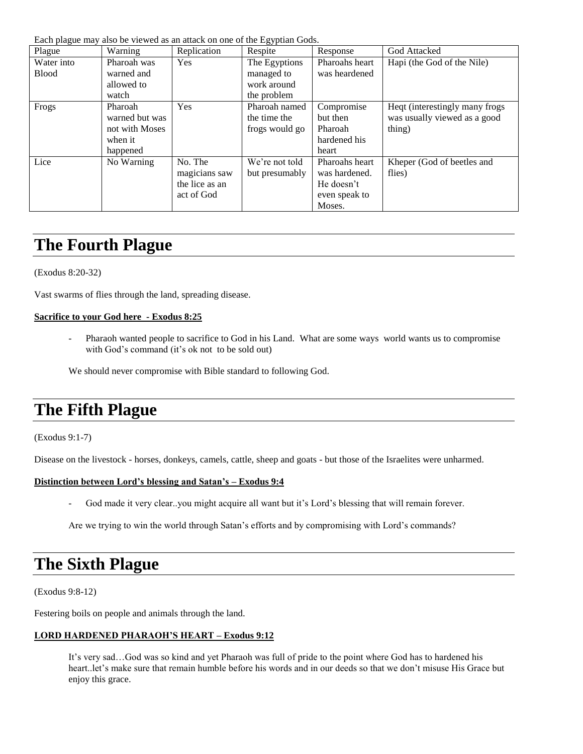Each plague may also be viewed as an attack on one of the Egyptian Gods.

| Plague | Warning | Replication | Respite | Response | God Attacked |
|---|---|---|---|---|---|
| Water into Blood | Pharoah was warned and allowed to watch | Yes | The Egyptions managed to work around the problem | Pharoahs heart was heardened | Hapi (the God of the Nile) |
| Frogs | Pharoah warned but was not with Moses when it happened | Yes | Pharoah named the time the frogs would go | Compromise but then Pharoah hardened his heart | Heqt (interestingly many frogs was usually viewed as a good thing) |
| Lice | No Warning | No. The magicians saw the lice as an act of God | We're not told but presumably | Pharoahs heart was hardened. He doesn't even speak to Moses. | Kheper (God of beetles and flies) |

# The Fourth Plague

(Exodus 8:20-32)

Vast swarms of flies through the land, spreading disease.

**Sacrifice to your God here - Exodus 8:25**

- Pharaoh wanted people to sacrifice to God in his Land. What are some ways world wants us to compromise with God's command (it's ok not to be sold out)

We should never compromise with Bible standard to following God.

# The Fifth Plague

(Exodus 9:1-7)

Disease on the livestock - horses, donkeys, camels, cattle, sheep and goats - but those of the Israelites were unharmed.

**Distinction between Lord's blessing and Satan's – Exodus 9:4**

- God made it very clear..you might acquire all want but it's Lord's blessing that will remain forever.

Are we trying to win the world through Satan's efforts and by compromising with Lord's commands?

# The Sixth Plague

(Exodus 9:8-12)

Festering boils on people and animals through the land.

**LORD HARDENED PHARAOH'S HEART – Exodus 9:12**

It's very sad…God was so kind and yet Pharaoh was full of pride to the point where God has to hardened his heart..let's make sure that remain humble before his words and in our deeds so that we don't misuse His Grace but enjoy this grace.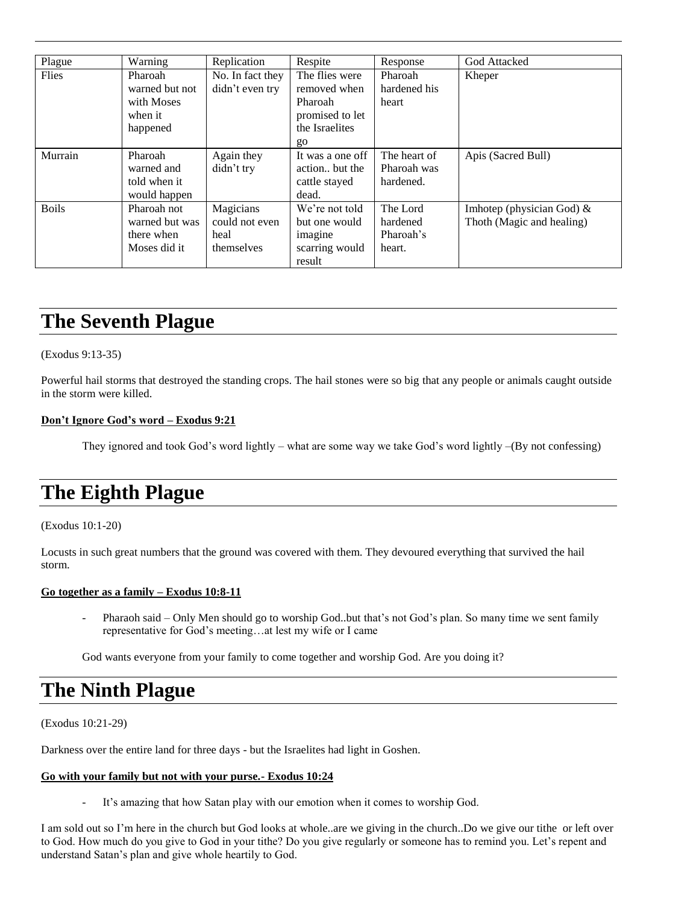| Plague | Warning | Replication | Respite | Response | God Attacked |
| --- | --- | --- | --- | --- | --- |
| Flies | Pharoah warned but not with Moses when it happened | No. In fact they didn't even try | The flies were removed when Pharoah promised to let the Israelites go | Pharoah hardened his heart | Kheper |
| Murrain | Pharoah warned and told when it would happen | Again they didn't try | It was a one off action.. but the cattle stayed dead. | The heart of Pharoah was hardened. | Apis (Sacred Bull) |
| Boils | Pharoah not warned but was there when Moses did it | Magicians could not even heal themselves | We're not told but one would imagine scarring would result | The Lord hardened Pharoah's heart. | Imhotep (physician God) & Thoth (Magic and healing) |

# The Seventh Plague

(Exodus 9:13-35)

Powerful hail storms that destroyed the standing crops. The hail stones were so big that any people or animals caught outside in the storm were killed.

**Don't Ignore God's word – Exodus 9:21**

They ignored and took God's word lightly – what are some way we take God's word lightly –(By not confessing)

# The Eighth Plague

(Exodus 10:1-20)

Locusts in such great numbers that the ground was covered with them. They devoured everything that survived the hail storm.

**Go together as a family – Exodus 10:8-11**

- Pharaoh said – Only Men should go to worship God..but that's not God's plan. So many time we sent family representative for God's meeting…at lest my wife or I came

God wants everyone from your family to come together and worship God. Are you doing it?

# The Ninth Plague

(Exodus 10:21-29)

Darkness over the entire land for three days - but the Israelites had light in Goshen.

**Go with your family but not with your purse.- Exodus 10:24**

- It's amazing that how Satan play with our emotion when it comes to worship God.

I am sold out so I'm here in the church but God looks at whole..are we giving in the church..Do we give our tithe or left over to God. How much do you give to God in your tithe? Do you give regularly or someone has to remind you. Let's repent and understand Satan's plan and give whole heartily to God.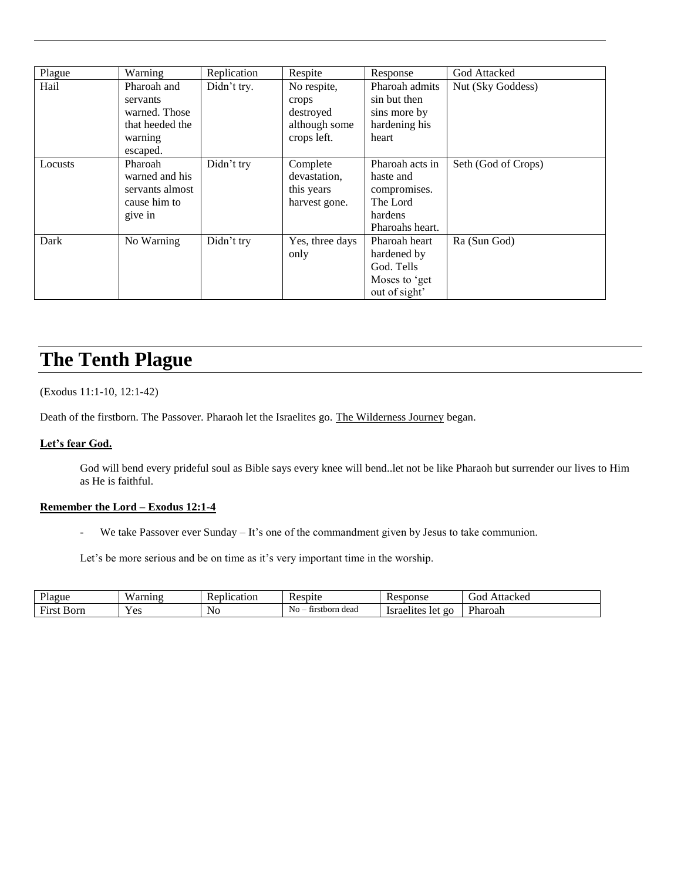| Plague | Warning | Replication | Respite | Response | God Attacked |
|---|---|---|---|---|---|
| Hail | Pharoah and servants warned. Those that heeded the warning escaped. | Didn't try. | No respite, crops destroyed although some crops left. | Pharoah admits sin but then sins more by hardening his heart | Nut (Sky Goddess) |
| Locusts | Pharoah warned and his servants almost cause him to give in | Didn't try | Complete devastation, this years harvest gone. | Pharoah acts in haste and compromises. The Lord hardens Pharoahs heart. | Seth (God of Crops) |
| Dark | No Warning | Didn't try | Yes, three days only | Pharoah heart hardened by God. Tells Moses to 'get out of sight' | Ra (Sun God) |

# The Tenth Plague

(Exodus 11:1-10, 12:1-42)

Death of the firstborn. The Passover. Pharaoh let the Israelites go. The Wilderness Journey began.

**Let's fear God.**

God will bend every prideful soul as Bible says every knee will bend..let not be like Pharaoh but surrender our lives to Him as He is faithful.

**Remember the Lord – Exodus 12:1-4**

- We take Passover ever Sunday – It's one of the commandment given by Jesus to take communion.

Let's be more serious and be on time as it's very important time in the worship.

| Plague | Warning | Replication | Respite | Response | God Attacked |
|---|---|---|---|---|---|
| First Born | Yes | No | No – firstborn dead | Israelites let go | Pharoah |